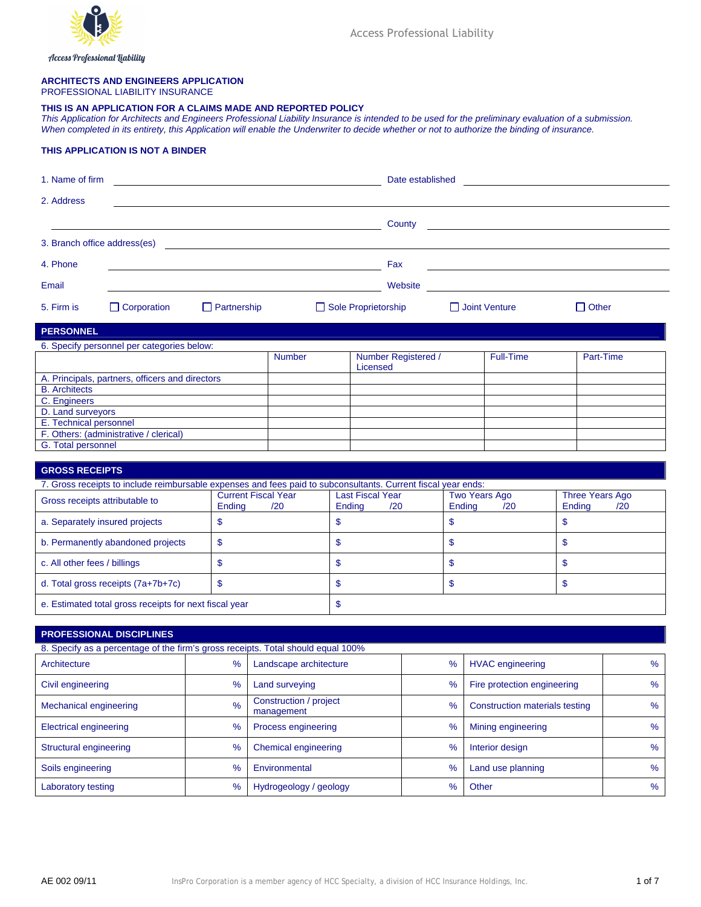Access Professional Liability

**ARCHITECTS AND ENGINEERS APPLICATION**
PROFESSIONAL LIABILITY INSURANCE

**THIS IS AN APPLICATION FOR A CLAIMS MADE AND REPORTED POLICY**
*This Application for Architects and Engineers Professional Liability Insurance is intended to be used for the preliminary evaluation of a submission. When completed in its entirety, this Application will enable the Underwriter to decide whether or not to authorize the binding of insurance.*

**THIS APPLICATION IS NOT A BINDER**

1. Name of firm \_\_\_\_\_\_\_\_\_\_\_\_\_\_\_\_\_\_\_\_ Date established \_\_\_\_\_\_\_\_\_\_\_\_\_\_\_\_\_\_\_\_

2. Address \_\_\_\_\_\_\_\_\_\_\_\_\_\_\_\_\_\_\_\_\_\_\_\_\_\_\_\_\_\_\_\_\_\_\_\_\_\_\_\_

\_\_\_\_\_\_\_\_\_\_\_\_\_\_\_\_\_\_\_\_ County \_\_\_\_\_\_\_\_\_\_\_\_\_\_\_\_\_\_\_\_

3. Branch office address(es) \_\_\_\_\_\_\_\_\_\_\_\_\_\_\_\_\_\_\_\_\_\_\_\_\_\_\_\_\_\_\_\_\_\_\_\_\_\_\_\_

4. Phone \_\_\_\_\_\_\_\_\_\_\_\_\_\_\_\_\_\_\_\_ Fax \_\_\_\_\_\_\_\_\_\_\_\_\_\_\_\_\_\_\_\_

Email \_\_\_\_\_\_\_\_\_\_\_\_\_\_\_\_\_\_\_\_ Website \_\_\_\_\_\_\_\_\_\_\_\_\_\_\_\_\_\_\_\_

5. Firm is ☐ Corporation ☐ Partnership ☐ Sole Proprietorship ☐ Joint Venture ☐ Other

## PERSONNEL

6. Specify personnel per categories below:

| | Number | Number Registered / Licensed | Full-Time | Part-Time |
|---|---|---|---|---|
| A. Principals, partners, officers and directors | | | | |
| B. Architects | | | | |
| C. Engineers | | | | |
| D. Land surveyors | | | | |
| E. Technical personnel | | | | |
| F. Others: (administrative / clerical) | | | | |
| G. Total personnel | | | | |

## GROSS RECEIPTS

7. Gross receipts to include reimbursable expenses and fees paid to subconsultants. Current fiscal year ends:

| Gross receipts attributable to | Current Fiscal Year Ending /20 | Last Fiscal Year Ending /20 | Two Years Ago Ending /20 | Three Years Ago Ending /20 |
|---|---|---|---|---|
| a. Separately insured projects | $ | $ | $ | $ |
| b. Permanently abandoned projects | $ | $ | $ | $ |
| c. All other fees / billings | $ | $ | $ | $ |
| d. Total gross receipts (7a+7b+7c) | $ | $ | $ | $ |
| e. Estimated total gross receipts for next fiscal year | | $ | | |

## PROFESSIONAL DISCIPLINES

8. Specify as a percentage of the firm's gross receipts. Total should equal 100%

| Discipline | % | Discipline | % | Discipline | % |
|---|---|---|---|---|---|
| Architecture | % | Landscape architecture | % | HVAC engineering | % |
| Civil engineering | % | Land surveying | % | Fire protection engineering | % |
| Mechanical engineering | % | Construction / project management | % | Construction materials testing | % |
| Electrical engineering | % | Process engineering | % | Mining engineering | % |
| Structural engineering | % | Chemical engineering | % | Interior design | % |
| Soils engineering | % | Environmental | % | Land use planning | % |
| Laboratory testing | % | Hydrogeology / geology | % | Other | % |

AE 002 09/11

InsPro Corporation is a member agency of HCC Specialty, a division of HCC Insurance Holdings, Inc.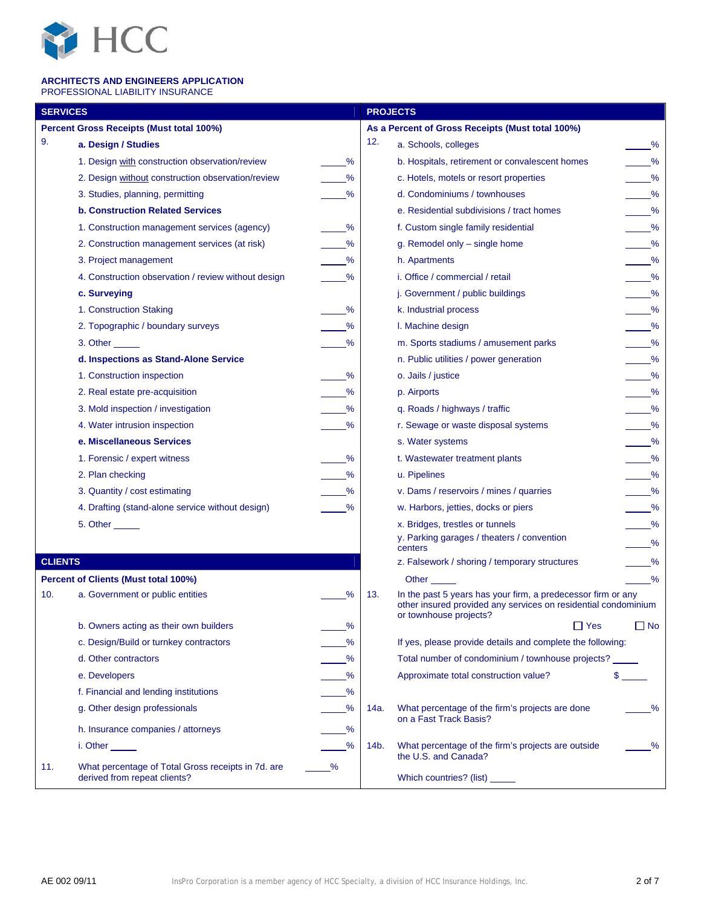**ARCHITECTS AND ENGINEERS APPLICATION**
PROFESSIONAL LIABILITY INSURANCE

## SERVICES

**Percent Gross Receipts (Must total 100%)**

9. **a. Design / Studies**

| | |
|---|---|
| 1. Design with construction observation/review | _____% |
| 2. Design without construction observation/review | _____% |
| 3. Studies, planning, permitting | _____% |
| **b. Construction Related Services** | |
| 1. Construction management services (agency) | _____% |
| 2. Construction management services (at risk) | _____% |
| 3. Project management | _____% |
| 4. Construction observation / review without design | _____% |
| **c. Surveying** | |
| 1. Construction Staking | _____% |
| 2. Topographic / boundary surveys | _____% |
| 3. Other _____ | _____% |
| **d. Inspections as Stand-Alone Service** | |
| 1. Construction inspection | _____% |
| 2. Real estate pre-acquisition | _____% |
| 3. Mold inspection / investigation | _____% |
| 4. Water intrusion inspection | _____% |
| **e. Miscellaneous Services** | |
| 1. Forensic / expert witness | _____% |
| 2. Plan checking | _____% |
| 3. Quantity / cost estimating | _____% |
| 4. Drafting (stand-alone service without design) | _____% |
| 5. Other _____ | |

## CLIENTS

**Percent of Clients (Must total 100%)**

10.

| | |
|---|---|
| a. Government or public entities | _____% |
| b. Owners acting as their own builders | _____% |
| c. Design/Build or turnkey contractors | _____% |
| d. Other contractors | _____% |
| e. Developers | _____% |
| f. Financial and lending institutions | _____% |
| g. Other design professionals | _____% |
| h. Insurance companies / attorneys | _____% |
| i. Other _____ | _____% |

11. What percentage of Total Gross receipts in 7d. are derived from repeat clients? _____%

## PROJECTS

**As a Percent of Gross Receipts (Must total 100%)**

12.

| | |
|---|---|
| a. Schools, colleges | _____% |
| b. Hospitals, retirement or convalescent homes | _____% |
| c. Hotels, motels or resort properties | _____% |
| d. Condominiums / townhouses | _____% |
| e. Residential subdivisions / tract homes | _____% |
| f. Custom single family residential | _____% |
| g. Remodel only – single home | _____% |
| h. Apartments | _____% |
| i. Office / commercial / retail | _____% |
| j. Government / public buildings | _____% |
| k. Industrial process | _____% |
| l. Machine design | _____% |
| m. Sports stadiums / amusement parks | _____% |
| n. Public utilities / power generation | _____% |
| o. Jails / justice | _____% |
| p. Airports | _____% |
| q. Roads / highways / traffic | _____% |
| r. Sewage or waste disposal systems | _____% |
| s. Water systems | _____% |
| t. Wastewater treatment plants | _____% |
| u. Pipelines | _____% |
| v. Dams / reservoirs / mines / quarries | _____% |
| w. Harbors, jetties, docks or piers | _____% |
| x. Bridges, trestles or tunnels | _____% |
| y. Parking garages / theaters / convention centers | _____% |
| z. Falsework / shoring / temporary structures | _____% |
| Other _____ | _____% |

13. In the past 5 years has your firm, a predecessor firm or any other insured provided any services on residential condominium or townhouse projects?

☐ Yes ☐ No

If yes, please provide details and complete the following:

Total number of condominium / townhouse projects? _____

Approximate total construction value? $ _____

14a. What percentage of the firm's projects are done on a Fast Track Basis? _____%

14b. What percentage of the firm's projects are outside the U.S. and Canada? _____%

Which countries? (list) _____

AE 002 09/11

InsPro Corporation is a member agency of HCC Specialty, a division of HCC Insurance Holdings, Inc.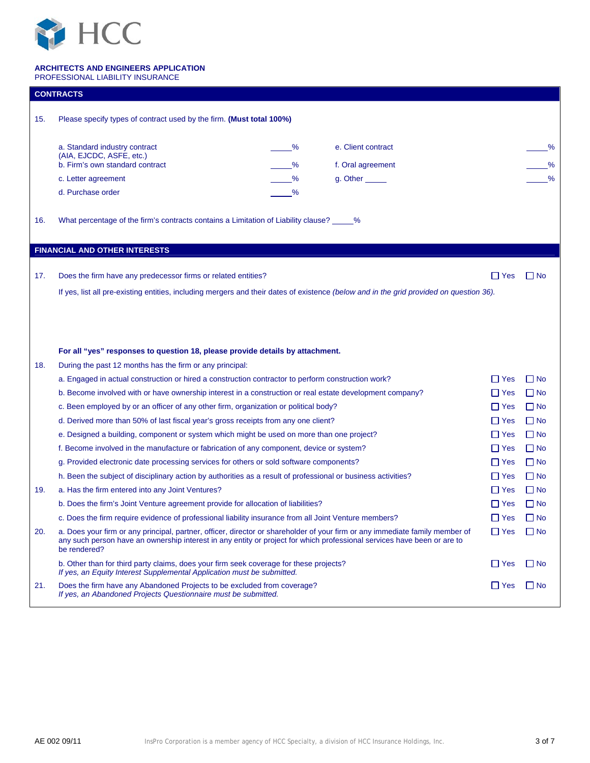**ARCHITECTS AND ENGINEERS APPLICATION**
PROFESSIONAL LIABILITY INSURANCE

## CONTRACTS

15. Please specify types of contract used by the firm. **(Must total 100%)**

| | | | |
|---|---|---|---|
| a. Standard industry contract (AIA, EJCDC, ASFE, etc.) | _____% | e. Client contract | _____% |
| b. Firm's own standard contract | _____% | f. Oral agreement | _____% |
| c. Letter agreement | _____% | g. Other _____ | _____% |
| d. Purchase order | _____% | | |

16. What percentage of the firm's contracts contains a Limitation of Liability clause? _____%

## FINANCIAL AND OTHER INTERESTS

17. Does the firm have any predecessor firms or related entities? ☐ Yes ☐ No

If yes, list all pre-existing entities, including mergers and their dates of existence *(below and in the grid provided on question 36).*

**For all "yes" responses to question 18, please provide details by attachment.**

18. During the past 12 months has the firm or any principal:

a. Engaged in actual construction or hired a construction contractor to perform construction work? ☐ Yes ☐ No

b. Become involved with or have ownership interest in a construction or real estate development company? ☐ Yes ☐ No

c. Been employed by or an officer of any other firm, organization or political body? ☐ Yes ☐ No

d. Derived more than 50% of last fiscal year's gross receipts from any one client? ☐ Yes ☐ No

e. Designed a building, component or system which might be used on more than one project? ☐ Yes ☐ No

f. Become involved in the manufacture or fabrication of any component, device or system? ☐ Yes ☐ No

g. Provided electronic date processing services for others or sold software components? ☐ Yes ☐ No

h. Been the subject of disciplinary action by authorities as a result of professional or business activities? ☐ Yes ☐ No

19. a. Has the firm entered into any Joint Ventures? ☐ Yes ☐ No

b. Does the firm's Joint Venture agreement provide for allocation of liabilities? ☐ Yes ☐ No

c. Does the firm require evidence of professional liability insurance from all Joint Venture members? ☐ Yes ☐ No

20. a. Does your firm or any principal, partner, officer, director or shareholder of your firm or any immediate family member of any such person have an ownership interest in any entity or project for which professional services have been or are to be rendered? ☐ Yes ☐ No

b. Other than for third party claims, does your firm seek coverage for these projects? ☐ Yes ☐ No
*If yes, an Equity Interest Supplemental Application must be submitted.*

21. Does the firm have any Abandoned Projects to be excluded from coverage? ☐ Yes ☐ No
*If yes, an Abandoned Projects Questionnaire must be submitted.*

AE 002 09/11

InsPro Corporation is a member agency of HCC Specialty, a division of HCC Insurance Holdings, Inc.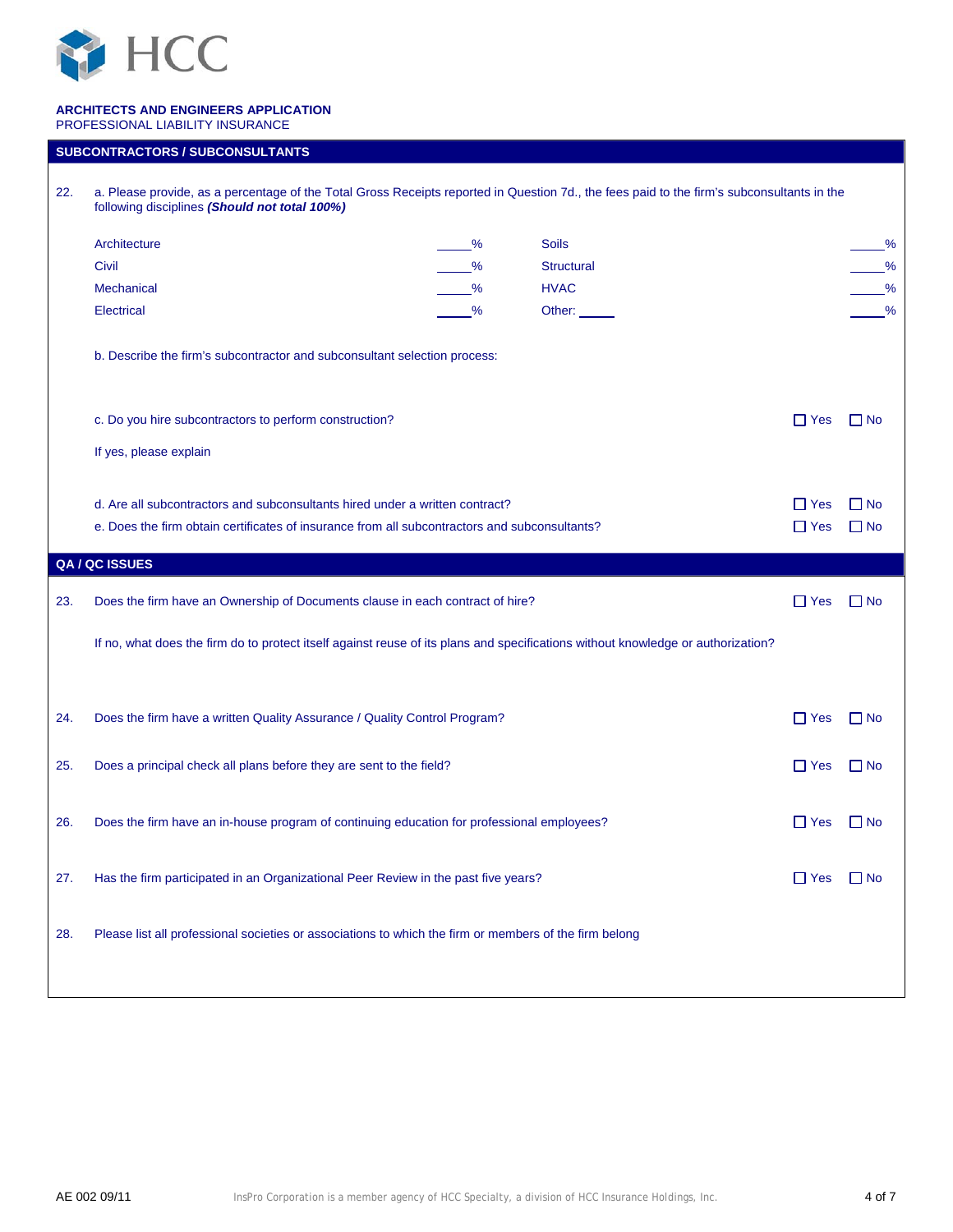**ARCHITECTS AND ENGINEERS APPLICATION**
PROFESSIONAL LIABILITY INSURANCE

## SUBCONTRACTORS / SUBCONSULTANTS

22. a. Please provide, as a percentage of the Total Gross Receipts reported in Question 7d., the fees paid to the firm's subconsultants in the following disciplines ***(Should not total 100%)***

| | | | |
|---|---|---|---|
| Architecture | _____% | Soils | _____% |
| Civil | _____% | Structural | _____% |
| Mechanical | _____% | HVAC | _____% |
| Electrical | _____% | Other: _____ | _____% |

b. Describe the firm's subcontractor and subconsultant selection process:

c. Do you hire subcontractors to perform construction? ☐ Yes ☐ No

If yes, please explain

d. Are all subcontractors and subconsultants hired under a written contract? ☐ Yes ☐ No

e. Does the firm obtain certificates of insurance from all subcontractors and subconsultants? ☐ Yes ☐ No

## QA / QC ISSUES

23. Does the firm have an Ownership of Documents clause in each contract of hire? ☐ Yes ☐ No

If no, what does the firm do to protect itself against reuse of its plans and specifications without knowledge or authorization?

24. Does the firm have a written Quality Assurance / Quality Control Program? ☐ Yes ☐ No

25. Does a principal check all plans before they are sent to the field? ☐ Yes ☐ No

26. Does the firm have an in-house program of continuing education for professional employees? ☐ Yes ☐ No

27. Has the firm participated in an Organizational Peer Review in the past five years? ☐ Yes ☐ No

28. Please list all professional societies or associations to which the firm or members of the firm belong

AE 002 09/11

InsPro Corporation is a member agency of HCC Specialty, a division of HCC Insurance Holdings, Inc.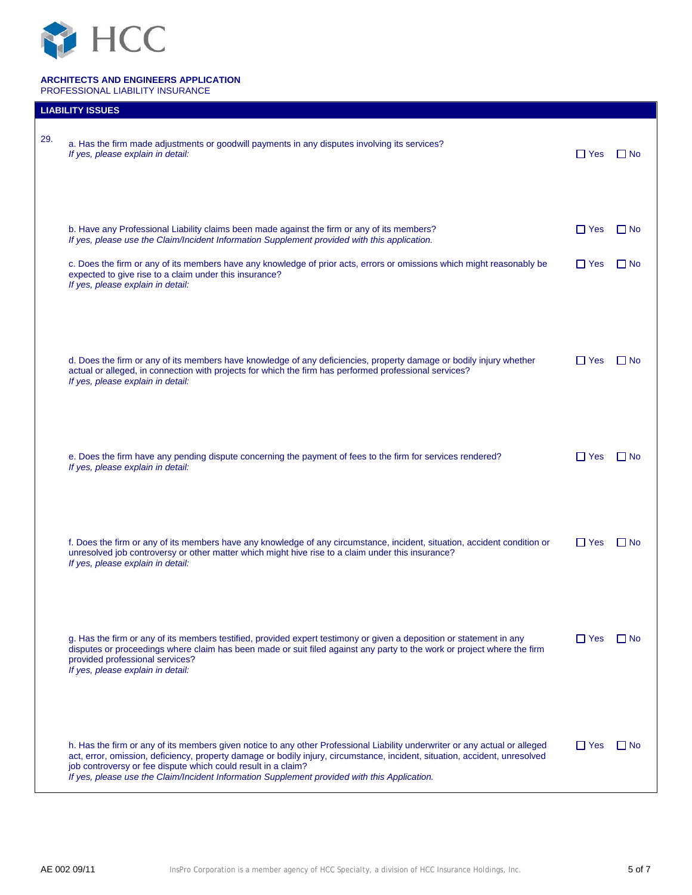**ARCHITECTS AND ENGINEERS APPLICATION**
PROFESSIONAL LIABILITY INSURANCE

## LIABILITY ISSUES

29.

a. Has the firm made adjustments or goodwill payments in any disputes involving its services? ☐ Yes ☐ No
*If yes, please explain in detail:*

b. Have any Professional Liability claims been made against the firm or any of its members? ☐ Yes ☐ No
*If yes, please use the Claim/Incident Information Supplement provided with this application.*

c. Does the firm or any of its members have any knowledge of prior acts, errors or omissions which might reasonably be expected to give rise to a claim under this insurance? ☐ Yes ☐ No
*If yes, please explain in detail:*

d. Does the firm or any of its members have knowledge of any deficiencies, property damage or bodily injury whether actual or alleged, in connection with projects for which the firm has performed professional services? ☐ Yes ☐ No
*If yes, please explain in detail:*

e. Does the firm have any pending dispute concerning the payment of fees to the firm for services rendered? ☐ Yes ☐ No
*If yes, please explain in detail:*

f. Does the firm or any of its members have any knowledge of any circumstance, incident, situation, accident condition or unresolved job controversy or other matter which might hive rise to a claim under this insurance? ☐ Yes ☐ No
*If yes, please explain in detail:*

g. Has the firm or any of its members testified, provided expert testimony or given a deposition or statement in any disputes or proceedings where claim has been made or suit filed against any party to the work or project where the firm provided professional services? ☐ Yes ☐ No
*If yes, please explain in detail:*

h. Has the firm or any of its members given notice to any other Professional Liability underwriter or any actual or alleged act, error, omission, deficiency, property damage or bodily injury, circumstance, incident, situation, accident, unresolved job controversy or fee dispute which could result in a claim? ☐ Yes ☐ No
*If yes, please use the Claim/Incident Information Supplement provided with this Application.*

AE 002 09/11

InsPro Corporation is a member agency of HCC Specialty, a division of HCC Insurance Holdings, Inc.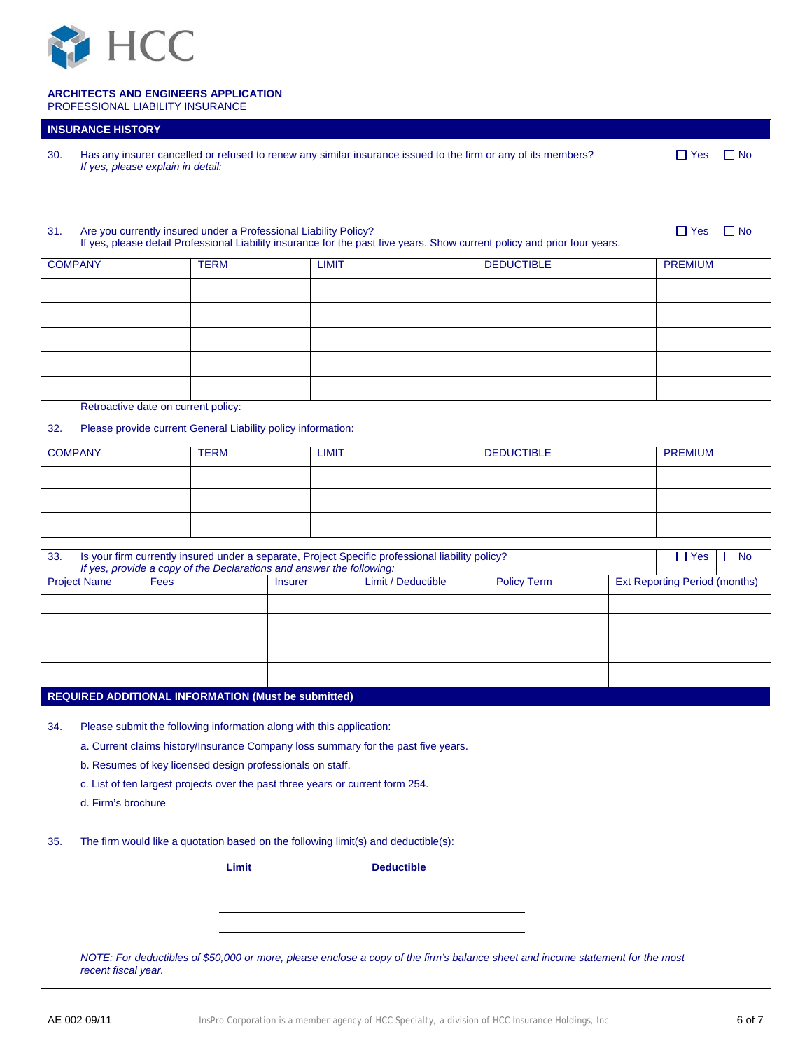**ARCHITECTS AND ENGINEERS APPLICATION**
PROFESSIONAL LIABILITY INSURANCE

## INSURANCE HISTORY

30. Has any insurer cancelled or refused to renew any similar insurance issued to the firm or any of its members? ☐ Yes ☐ No
*If yes, please explain in detail:*

31. Are you currently insured under a Professional Liability Policy? ☐ Yes ☐ No
If yes, please detail Professional Liability insurance for the past five years. Show current policy and prior four years.

| COMPANY | TERM | LIMIT | DEDUCTIBLE | PREMIUM |
|---|---|---|---|---|
| | | | | |
| | | | | |
| | | | | |
| | | | | |
| | | | | |

Retroactive date on current policy:

32. Please provide current General Liability policy information:

| COMPANY | TERM | LIMIT | DEDUCTIBLE | PREMIUM |
|---|---|---|---|---|
| | | | | |
| | | | | |
| | | | | |

33. Is your firm currently insured under a separate, Project Specific professional liability policy? ☐ Yes ☐ No
*If yes, provide a copy of the Declarations and answer the following:*

| Project Name | Fees | Insurer | Limit / Deductible | Policy Term | Ext Reporting Period (months) |
|---|---|---|---|---|---|
| | | | | | |
| | | | | | |
| | | | | | |
| | | | | | |

## REQUIRED ADDITIONAL INFORMATION (Must be submitted)

34. Please submit the following information along with this application:
 a. Current claims history/Insurance Company loss summary for the past five years.
 b. Resumes of key licensed design professionals on staff.
 c. List of ten largest projects over the past three years or current form 254.
 d. Firm's brochure

35. The firm would like a quotation based on the following limit(s) and deductible(s):

| **Limit** | **Deductible** |
|---|---|
| | |
| | |
| | |

*NOTE: For deductibles of $50,000 or more, please enclose a copy of the firm's balance sheet and income statement for the most recent fiscal year.*

AE 002 09/11

InsPro Corporation is a member agency of HCC Specialty, a division of HCC Insurance Holdings, Inc.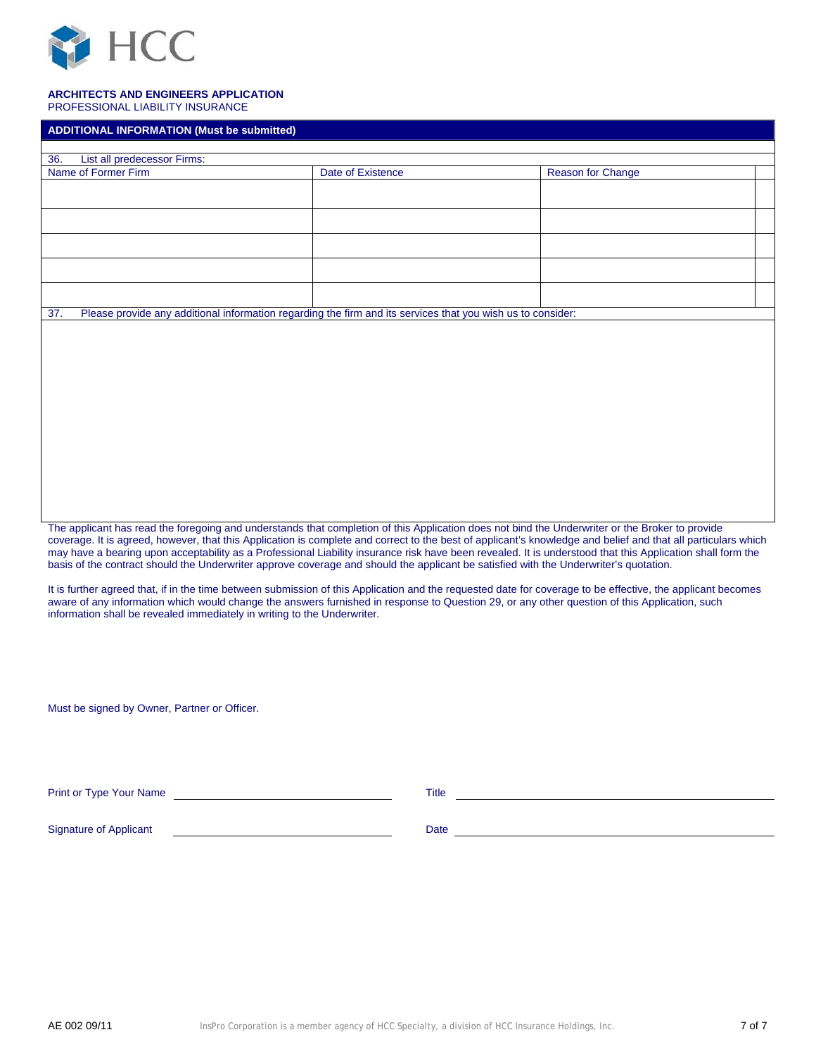HCC

**ARCHITECTS AND ENGINEERS APPLICATION**
PROFESSIONAL LIABILITY INSURANCE

## ADDITIONAL INFORMATION (Must be submitted)

36. List all predecessor Firms:

| Name of Former Firm | Date of Existence | Reason for Change |
|---|---|---|
| | | |
| | | |
| | | |
| | | |
| | | |

37. Please provide any additional information regarding the firm and its services that you wish us to consider:

The applicant has read the foregoing and understands that completion of this Application does not bind the Underwriter or the Broker to provide coverage. It is agreed, however, that this Application is complete and correct to the best of applicant's knowledge and belief and that all particulars which may have a bearing upon acceptability as a Professional Liability insurance risk have been revealed. It is understood that this Application shall form the basis of the contract should the Underwriter approve coverage and should the applicant be satisfied with the Underwriter's quotation.

It is further agreed that, if in the time between submission of this Application and the requested date for coverage to be effective, the applicant becomes aware of any information which would change the answers furnished in response to Question 29, or any other question of this Application, such information shall be revealed immediately in writing to the Underwriter.

Must be signed by Owner, Partner or Officer.

Print or Type Your Name ______________________ Title ______________________

Signature of Applicant ______________________ Date ______________________

AE 002 09/11

InsPro Corporation is a member agency of HCC Specialty, a division of HCC Insurance Holdings, Inc.